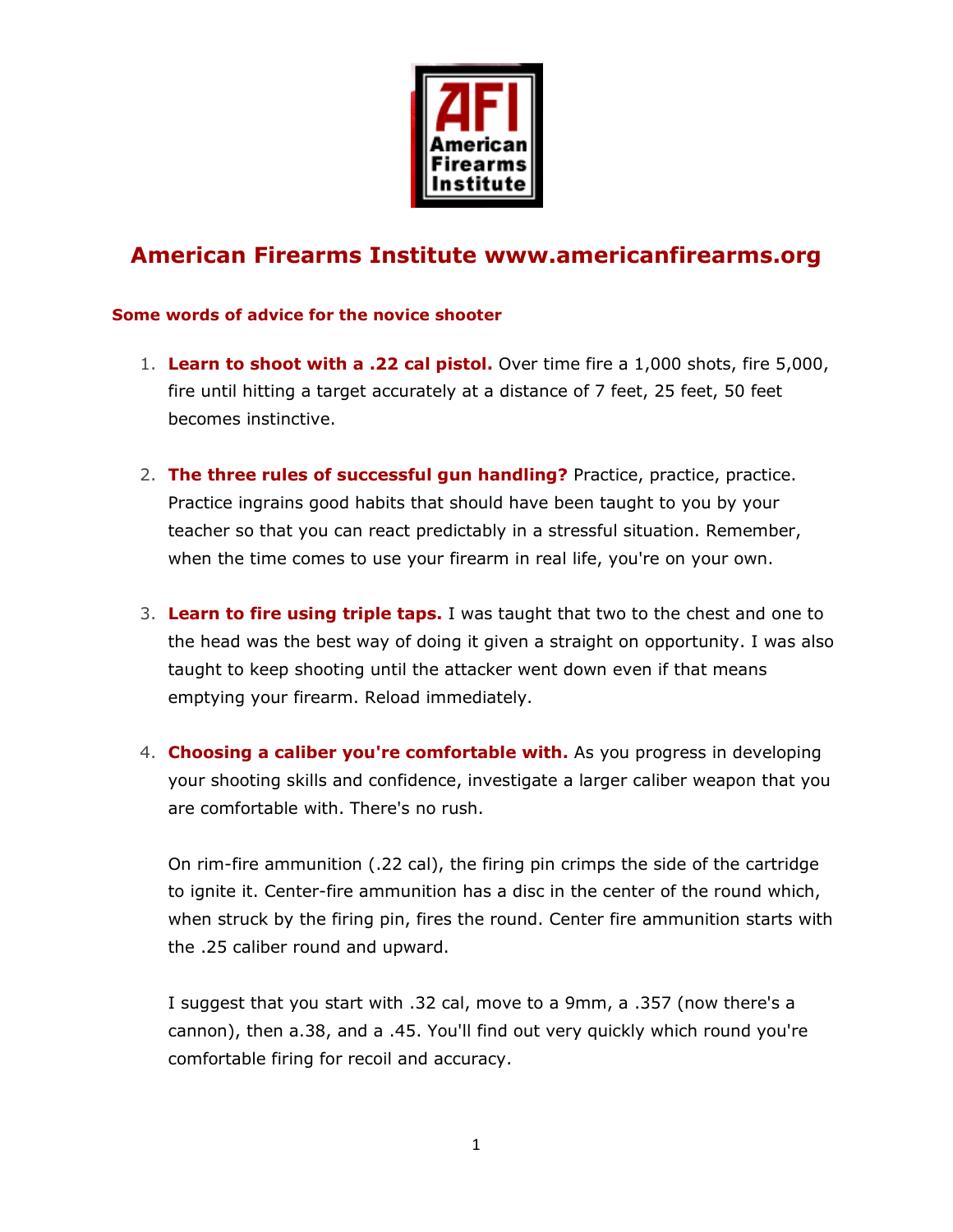AFI American Firearms Institute

# American Firearms Institute www.americanfirearms.org

### Some words of advice for the novice shooter

1. **Learn to shoot with a .22 cal pistol.** Over time fire a 1,000 shots, fire 5,000, fire until hitting a target accurately at a distance of 7 feet, 25 feet, 50 feet becomes instinctive.

2. **The three rules of successful gun handling?** Practice, practice, practice. Practice ingrains good habits that should have been taught to you by your teacher so that you can react predictably in a stressful situation. Remember, when the time comes to use your firearm in real life, you're on your own.

3. **Learn to fire using triple taps.** I was taught that two to the chest and one to the head was the best way of doing it given a straight on opportunity. I was also taught to keep shooting until the attacker went down even if that means emptying your firearm. Reload immediately.

4. **Choosing a caliber you're comfortable with.** As you progress in developing your shooting skills and confidence, investigate a larger caliber weapon that you are comfortable with. There's no rush.

   On rim-fire ammunition (.22 cal), the firing pin crimps the side of the cartridge to ignite it. Center-fire ammunition has a disc in the center of the round which, when struck by the firing pin, fires the round. Center fire ammunition starts with the .25 caliber round and upward.

   I suggest that you start with .32 cal, move to a 9mm, a .357 (now there's a cannon), then a.38, and a .45. You'll find out very quickly which round you're comfortable firing for recoil and accuracy.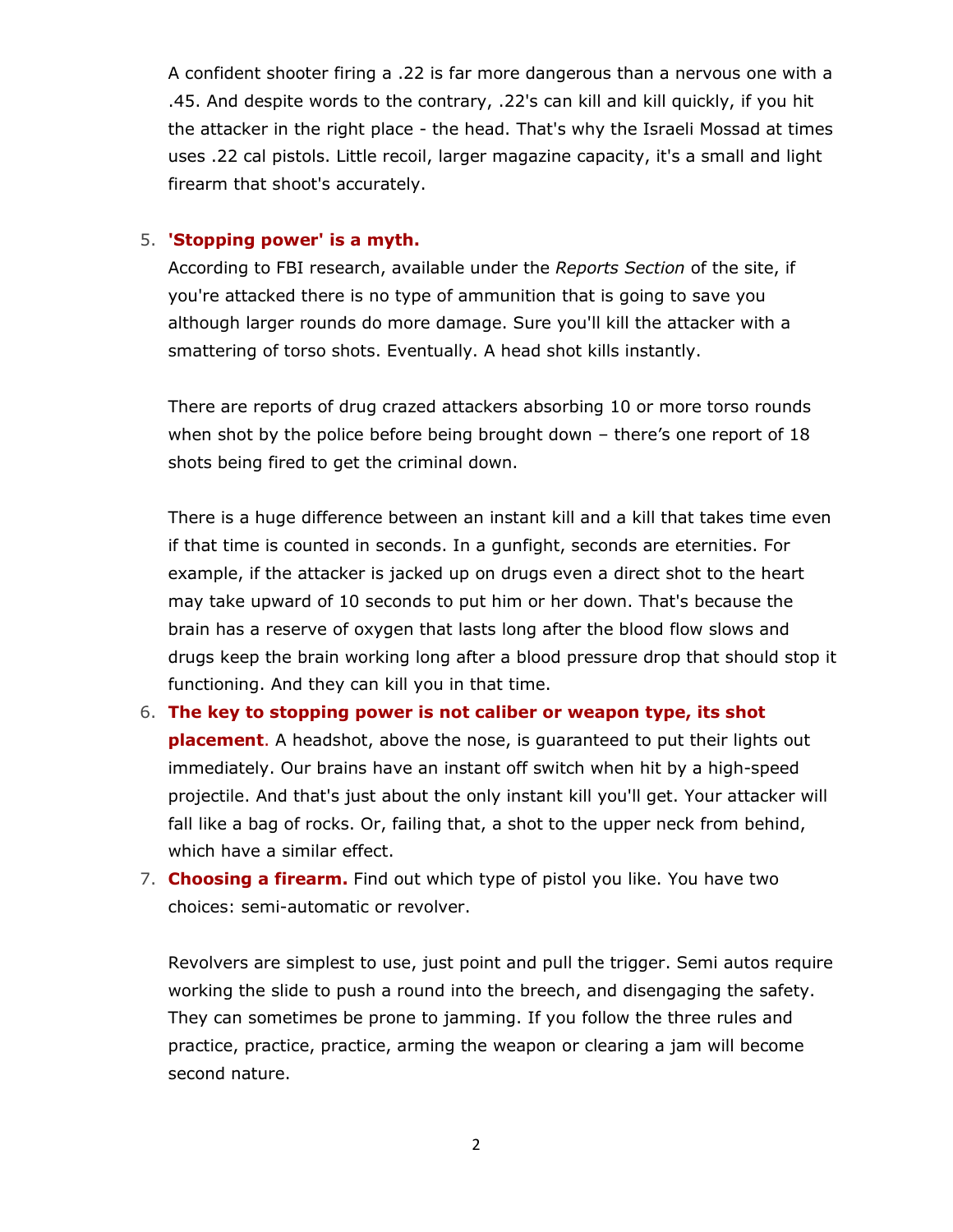A confident shooter firing a .22 is far more dangerous than a nervous one with a .45. And despite words to the contrary, .22's can kill and kill quickly, if you hit the attacker in the right place - the head. That's why the Israeli Mossad at times uses .22 cal pistols. Little recoil, larger magazine capacity, it's a small and light firearm that shoot's accurately.

5. **'Stopping power' is a myth.**
   According to FBI research, available under the *Reports Section* of the site, if you're attacked there is no type of ammunition that is going to save you although larger rounds do more damage. Sure you'll kill the attacker with a smattering of torso shots. Eventually. A head shot kills instantly.

   There are reports of drug crazed attackers absorbing 10 or more torso rounds when shot by the police before being brought down – there's one report of 18 shots being fired to get the criminal down.

   There is a huge difference between an instant kill and a kill that takes time even if that time is counted in seconds. In a gunfight, seconds are eternities. For example, if the attacker is jacked up on drugs even a direct shot to the heart may take upward of 10 seconds to put him or her down. That's because the brain has a reserve of oxygen that lasts long after the blood flow slows and drugs keep the brain working long after a blood pressure drop that should stop it functioning. And they can kill you in that time.
6. **The key to stopping power is not caliber or weapon type, its shot placement**. A headshot, above the nose, is guaranteed to put their lights out immediately. Our brains have an instant off switch when hit by a high-speed projectile. And that's just about the only instant kill you'll get. Your attacker will fall like a bag of rocks. Or, failing that, a shot to the upper neck from behind, which have a similar effect.
7. **Choosing a firearm.** Find out which type of pistol you like. You have two choices: semi-automatic or revolver.

   Revolvers are simplest to use, just point and pull the trigger. Semi autos require working the slide to push a round into the breech, and disengaging the safety. They can sometimes be prone to jamming. If you follow the three rules and practice, practice, practice, arming the weapon or clearing a jam will become second nature.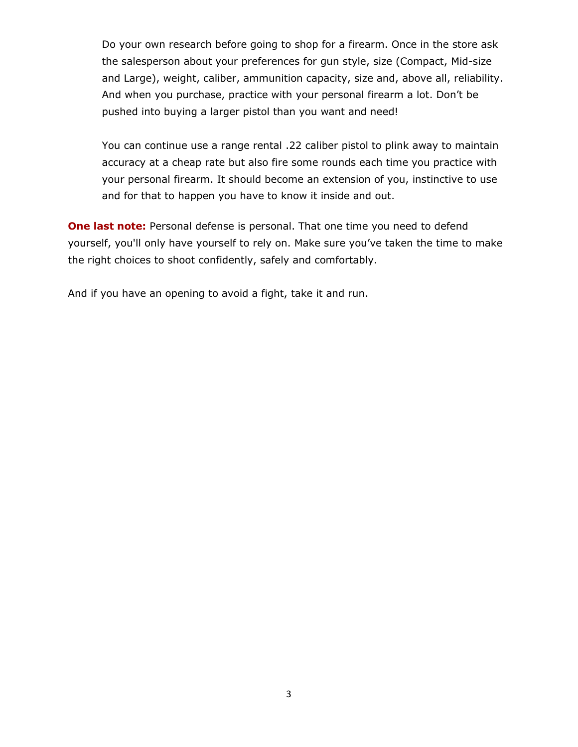Do your own research before going to shop for a firearm. Once in the store ask the salesperson about your preferences for gun style, size (Compact, Mid-size and Large), weight, caliber, ammunition capacity, size and, above all, reliability. And when you purchase, practice with your personal firearm a lot. Don't be pushed into buying a larger pistol than you want and need!

You can continue use a range rental .22 caliber pistol to plink away to maintain accuracy at a cheap rate but also fire some rounds each time you practice with your personal firearm. It should become an extension of you, instinctive to use and for that to happen you have to know it inside and out.

**One last note:** Personal defense is personal. That one time you need to defend yourself, you'll only have yourself to rely on. Make sure you've taken the time to make the right choices to shoot confidently, safely and comfortably.

And if you have an opening to avoid a fight, take it and run.